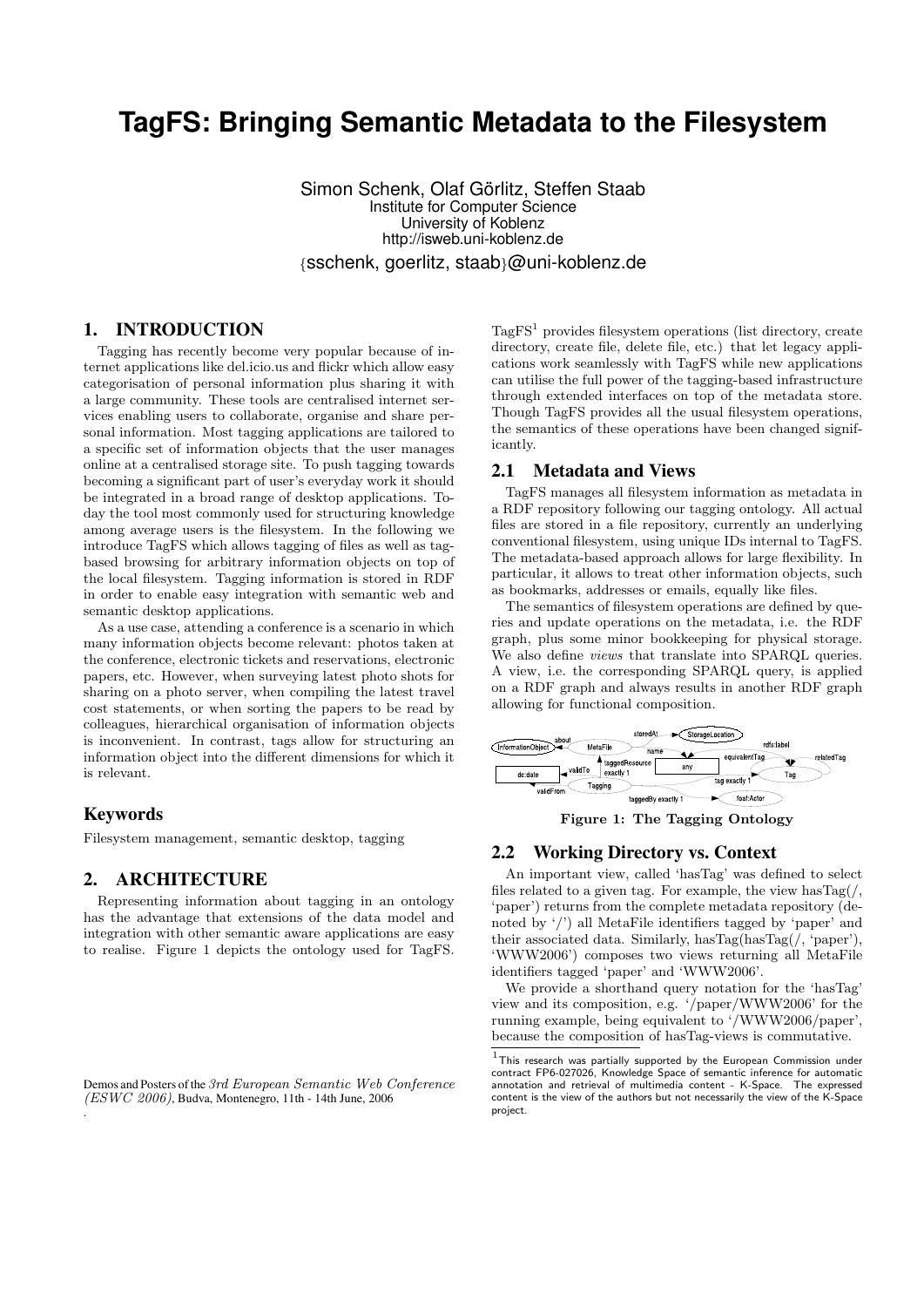# TagFS: Bringing Semantic Metadata to the Filesystem

Simon Schenk, Olaf Görlitz, Steffen Staab
Institute for Computer Science
University of Koblenz
http://isweb.uni-koblenz.de
{sschenk, goerlitz, staab}@uni-koblenz.de

## 1. INTRODUCTION

Tagging has recently become very popular because of internet applications like del.icio.us and flickr which allow easy categorisation of personal information plus sharing it with a large community. These tools are centralised internet services enabling users to collaborate, organise and share personal information. Most tagging applications are tailored to a specific set of information objects that the user manages online at a centralised storage site. To push tagging towards becoming a significant part of user's everyday work it should be integrated in a broad range of desktop applications. Today the tool most commonly used for structuring knowledge among average users is the filesystem. In the following we introduce TagFS which allows tagging of files as well as tag-based browsing for arbitrary information objects on top of the local filesystem. Tagging information is stored in RDF in order to enable easy integration with semantic web and semantic desktop applications.

As a use case, attending a conference is a scenario in which many information objects become relevant: photos taken at the conference, electronic tickets and reservations, electronic papers, etc. However, when surveying latest photo shots for sharing on a photo server, when compiling the latest travel cost statements, or when sorting the papers to be read by colleagues, hierarchical organisation of information objects is inconvenient. In contrast, tags allow for structuring an information object into the different dimensions for which it is relevant.

### Keywords

Filesystem management, semantic desktop, tagging

## 2. ARCHITECTURE

Representing information about tagging in an ontology has the advantage that extensions of the data model and integration with other semantic aware applications are easy to realise. Figure 1 depicts the ontology used for TagFS.

Demos and Posters of the *3rd European Semantic Web Conference (ESWC 2006)*, Budva, Montenegro, 11th - 14th June, 2006

TagFS[1] provides filesystem operations (list directory, create directory, create file, delete file, etc.) that let legacy applications work seamlessly with TagFS while new applications can utilise the full power of the tagging-based infrastructure through extended interfaces on top of the metadata store. Though TagFS provides all the usual filesystem operations, the semantics of these operations have been changed significantly.

### 2.1 Metadata and Views

TagFS manages all filesystem information as metadata in a RDF repository following our tagging ontology. All actual files are stored in a file repository, currently an underlying conventional filesystem, using unique IDs internal to TagFS. The metadata-based approach allows for large flexibility. In particular, it allows to treat other information objects, such as bookmarks, addresses or emails, equally like files.

The semantics of filesystem operations are defined by queries and update operations on the metadata, i.e. the RDF graph, plus some minor bookkeeping for physical storage. We also define *views* that translate into SPARQL queries. A view, i.e. the corresponding SPARQL query, is applied on a RDF graph and always results in another RDF graph allowing for functional composition.

**Figure 1: The Tagging Ontology**

### 2.2 Working Directory vs. Context

An important view, called 'hasTag' was defined to select files related to a given tag. For example, the view hasTag(/, 'paper') returns from the complete metadata repository (denoted by '/') all MetaFile identifiers tagged by 'paper' and their associated data. Similarly, hasTag(hasTag(/, 'paper'), 'WWW2006') composes two views returning all MetaFile identifiers tagged 'paper' and 'WWW2006'.

We provide a shorthand query notation for the 'hasTag' view and its composition, e.g. '/paper/WWW2006' for the running example, being equivalent to '/WWW2006/paper', because the composition of hasTag-views is commutative.

[1] This research was partially supported by the European Commission under contract FP6-027026, Knowledge Space of semantic inference for automatic annotation and retrieval of multimedia content - K-Space. The expressed content is the view of the authors but not necessarily the view of the K-Space project.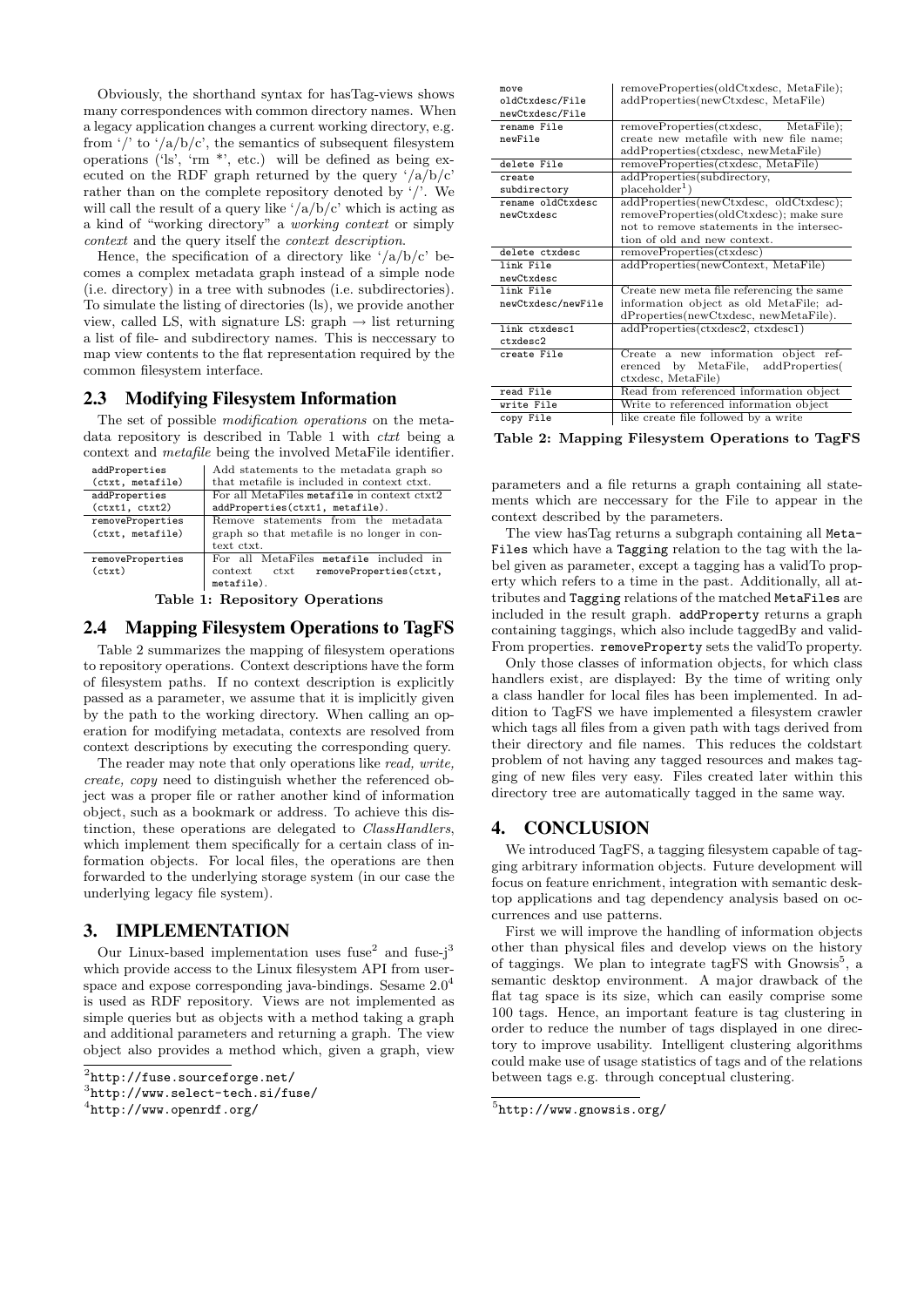Obviously, the shorthand syntax for hasTag-views shows many correspondences with common directory names. When a legacy application changes a current working directory, e.g. from '/' to '/a/b/c', the semantics of subsequent filesystem operations ('ls', 'rm *', etc.) will be defined as being executed on the RDF graph returned by the query '/a/b/c' rather than on the complete repository denoted by '/'. We will call the result of a query like '/a/b/c' which is acting as a kind of "working directory" a *working context* or simply *context* and the query itself the *context description*.

Hence, the specification of a directory like '/a/b/c' becomes a complex metadata graph instead of a simple node (i.e. directory) in a tree with subnodes (i.e. subdirectories). To simulate the listing of directories (ls), we provide another view, called LS, with signature LS: graph → list returning a list of file- and subdirectory names. This is neccessary to map view contents to the flat representation required by the common filesystem interface.

## 2.3 Modifying Filesystem Information

The set of possible *modification operations* on the metadata repository is described in Table 1 with *ctxt* being a context and *metafile* being the involved MetaFile identifier.

| | |
|---|---|
| `addProperties (ctxt, metafile)` | Add statements to the metadata graph so that metafile is included in context ctxt. |
| `addProperties (ctxt1, ctxt2)` | For all MetaFiles `metafile` in context ctxt2 `addProperties(ctxt1, metafile)`. |
| `removeProperties (ctxt, metafile)` | Remove statements from the metadata graph so that metafile is no longer in context ctxt. |
| `removeProperties (ctxt)` | For all MetaFiles `metafile` included in context ctxt `removeProperties(ctxt, metafile)`. |

**Table 1: Repository Operations**

## 2.4 Mapping Filesystem Operations to TagFS

Table 2 summarizes the mapping of filesystem operations to repository operations. Context descriptions have the form of filesystem paths. If no context description is explicitly passed as a parameter, we assume that it is implicitly given by the path to the working directory. When calling an operation for modifying metadata, contexts are resolved from context descriptions by executing the corresponding query.

The reader may note that only operations like *read, write, create, copy* need to distinguish whether the referenced object was a proper file or rather another kind of information object, such as a bookmark or address. To achieve this distinction, these operations are delegated to *ClassHandlers*, which implement them specifically for a certain class of information objects. For local files, the operations are then forwarded to the underlying storage system (in our case the underlying legacy file system).

# 3. IMPLEMENTATION

Our Linux-based implementation uses fuse[2] and fuse-j[3] which provide access to the Linux filesystem API from userspace and expose corresponding java-bindings. Sesame 2.0[4] is used as RDF repository. Views are not implemented as simple queries but as objects with a method taking a graph and additional parameters and returning a graph. The view object also provides a method which, given a graph, view parameters and a file returns a graph containing all statements which are neccessary for the File to appear in the context described by the parameters.

The view hasTag returns a subgraph containing all `MetaFiles` which have a `Tagging` relation to the tag with the label given as parameter, except a tagging has a validTo property which refers to a time in the past. Additionally, all attributes and `Tagging` relations of the matched `MetaFiles` are included in the result graph. `addProperty` returns a graph containing taggings, which also include taggedBy and validFrom properties. `removeProperty` sets the validTo property.

Only those classes of information objects, for which class handlers exist, are displayed: By the time of writing only a class handler for local files has been implemented. In addition to TagFS we have implemented a filesystem crawler which tags all files from a given path with tags derived from their directory and file names. This reduces the coldstart problem of not having any tagged resources and makes tagging of new files very easy. Files created later within this directory tree are automatically tagged in the same way.

| | |
|---|---|
| `move oldCtxdesc/File newCtxdesc/File` | removeProperties(oldCtxdesc, MetaFile); addProperties(newCtxdesc, MetaFile) |
| `rename File newFile` | removeProperties(ctxdesc, MetaFile); create new metafile with new file name; addProperties(ctxdesc, newMetaFile) |
| `delete File` | removeProperties(ctxdesc, MetaFile) |
| `create subdirectory` | addProperties(subdirectory, placeholder[1]) |
| `rename oldCtxdesc newCtxdesc` | addProperties(newCtxdesc, oldCtxdesc); removeProperties(oldCtxdesc); make sure not to remove statements in the intersection of old and new context. |
| `delete ctxdesc` | removeProperties(ctxdesc) |
| `link File newCtxdesc` | addProperties(newContext, MetaFile) |
| `link File newCtxdesc/newFile` | Create new meta file referencing the same information object as old MetaFile; addProperties(newCtxdesc, newMetaFile). |
| `link ctxdesc1 ctxdesc2` | addProperties(ctxdesc2, ctxdesc1) |
| `create File` | Create a new information object referenced by MetaFile, addProperties( ctxdesc, MetaFile) |
| `read File` | Read from referenced information object |
| `write File` | Write to referenced information object |
| `copy File` | like create file followed by a write |

**Table 2: Mapping Filesystem Operations to TagFS**

# 4. CONCLUSION

We introduced TagFS, a tagging filesystem capable of tagging arbitrary information objects. Future development will focus on feature enrichment, integration with semantic desktop applications and tag dependency analysis based on occurrences and use patterns.

First we will improve the handling of information objects other than physical files and develop views on the history of taggings. We plan to integrate tagFS with Gnowsis[5], a semantic desktop environment. A major drawback of the flat tag space is its size, which can easily comprise some 100 tags. Hence, an important feature is tag clustering in order to reduce the number of tags displayed in one directory to improve usability. Intelligent clustering algorithms could make use of usage statistics of tags and of the relations between tags e.g. through conceptual clustering.

[2] `http://fuse.sourceforge.net/`

[3] `http://www.select-tech.si/fuse/`

[4] `http://www.openrdf.org/`

[5] `http://www.gnowsis.org/`